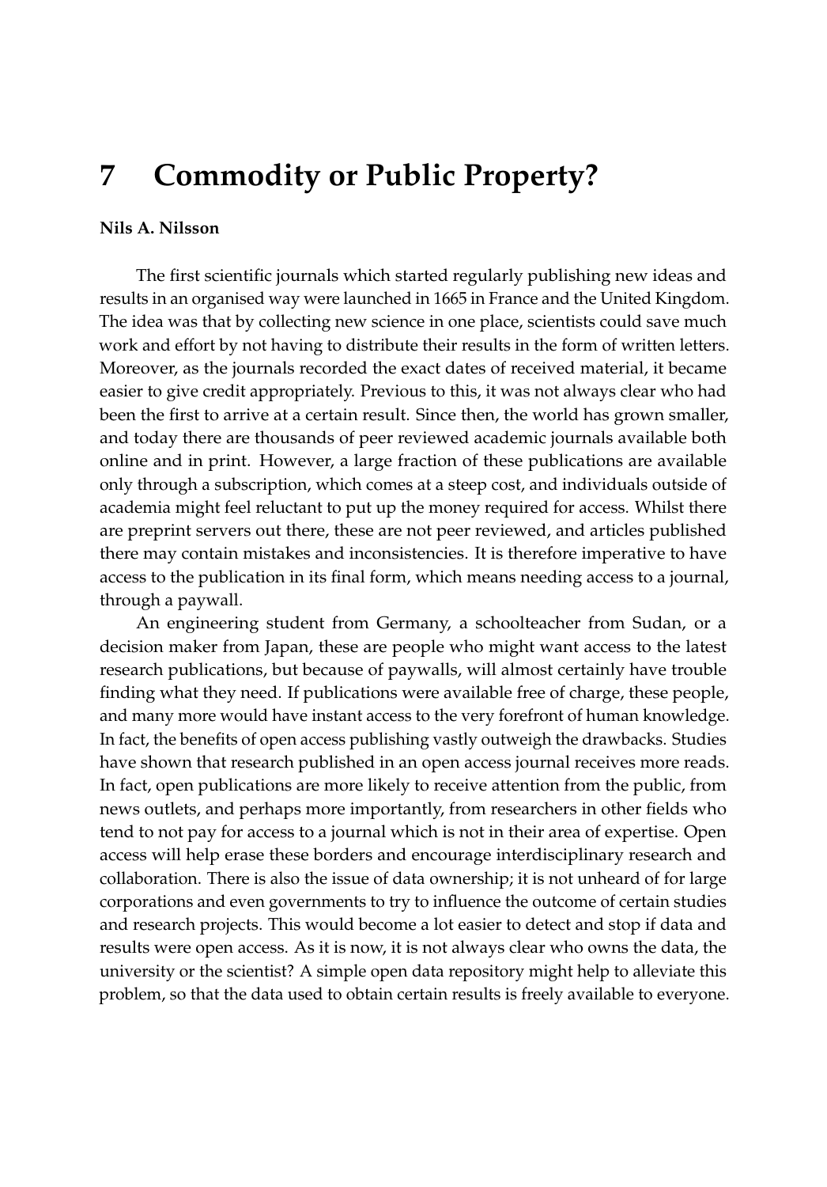# 7 Commodity or Public Property?

**Nils A. Nilsson**

The first scientific journals which started regularly publishing new ideas and results in an organised way were launched in 1665 in France and the United Kingdom. The idea was that by collecting new science in one place, scientists could save much work and effort by not having to distribute their results in the form of written letters. Moreover, as the journals recorded the exact dates of received material, it became easier to give credit appropriately. Previous to this, it was not always clear who had been the first to arrive at a certain result. Since then, the world has grown smaller, and today there are thousands of peer reviewed academic journals available both online and in print. However, a large fraction of these publications are available only through a subscription, which comes at a steep cost, and individuals outside of academia might feel reluctant to put up the money required for access. Whilst there are preprint servers out there, these are not peer reviewed, and articles published there may contain mistakes and inconsistencies. It is therefore imperative to have access to the publication in its final form, which means needing access to a journal, through a paywall.

An engineering student from Germany, a schoolteacher from Sudan, or a decision maker from Japan, these are people who might want access to the latest research publications, but because of paywalls, will almost certainly have trouble finding what they need. If publications were available free of charge, these people, and many more would have instant access to the very forefront of human knowledge. In fact, the benefits of open access publishing vastly outweigh the drawbacks. Studies have shown that research published in an open access journal receives more reads. In fact, open publications are more likely to receive attention from the public, from news outlets, and perhaps more importantly, from researchers in other fields who tend to not pay for access to a journal which is not in their area of expertise. Open access will help erase these borders and encourage interdisciplinary research and collaboration. There is also the issue of data ownership; it is not unheard of for large corporations and even governments to try to influence the outcome of certain studies and research projects. This would become a lot easier to detect and stop if data and results were open access. As it is now, it is not always clear who owns the data, the university or the scientist? A simple open data repository might help to alleviate this problem, so that the data used to obtain certain results is freely available to everyone.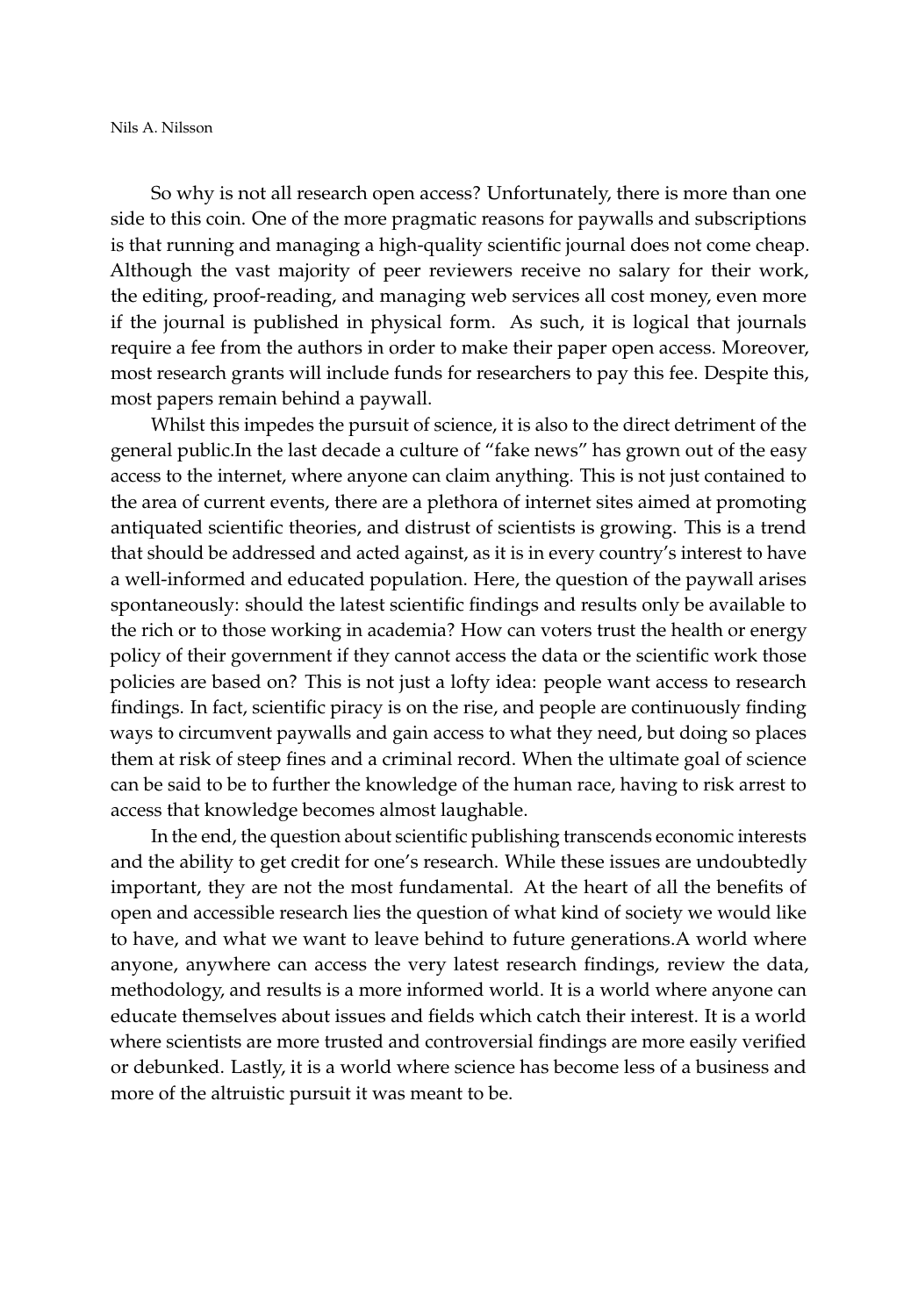So why is not all research open access? Unfortunately, there is more than one side to this coin. One of the more pragmatic reasons for paywalls and subscriptions is that running and managing a high-quality scientific journal does not come cheap. Although the vast majority of peer reviewers receive no salary for their work, the editing, proof-reading, and managing web services all cost money, even more if the journal is published in physical form. As such, it is logical that journals require a fee from the authors in order to make their paper open access. Moreover, most research grants will include funds for researchers to pay this fee. Despite this, most papers remain behind a paywall.

Whilst this impedes the pursuit of science, it is also to the direct detriment of the general public.In the last decade a culture of "fake news" has grown out of the easy access to the internet, where anyone can claim anything. This is not just contained to the area of current events, there are a plethora of internet sites aimed at promoting antiquated scientific theories, and distrust of scientists is growing. This is a trend that should be addressed and acted against, as it is in every country's interest to have a well-informed and educated population. Here, the question of the paywall arises spontaneously: should the latest scientific findings and results only be available to the rich or to those working in academia? How can voters trust the health or energy policy of their government if they cannot access the data or the scientific work those policies are based on? This is not just a lofty idea: people want access to research findings. In fact, scientific piracy is on the rise, and people are continuously finding ways to circumvent paywalls and gain access to what they need, but doing so places them at risk of steep fines and a criminal record. When the ultimate goal of science can be said to be to further the knowledge of the human race, having to risk arrest to access that knowledge becomes almost laughable.

In the end, the question about scientific publishing transcends economic interests and the ability to get credit for one's research. While these issues are undoubtedly important, they are not the most fundamental. At the heart of all the benefits of open and accessible research lies the question of what kind of society we would like to have, and what we want to leave behind to future generations.A world where anyone, anywhere can access the very latest research findings, review the data, methodology, and results is a more informed world. It is a world where anyone can educate themselves about issues and fields which catch their interest. It is a world where scientists are more trusted and controversial findings are more easily verified or debunked. Lastly, it is a world where science has become less of a business and more of the altruistic pursuit it was meant to be.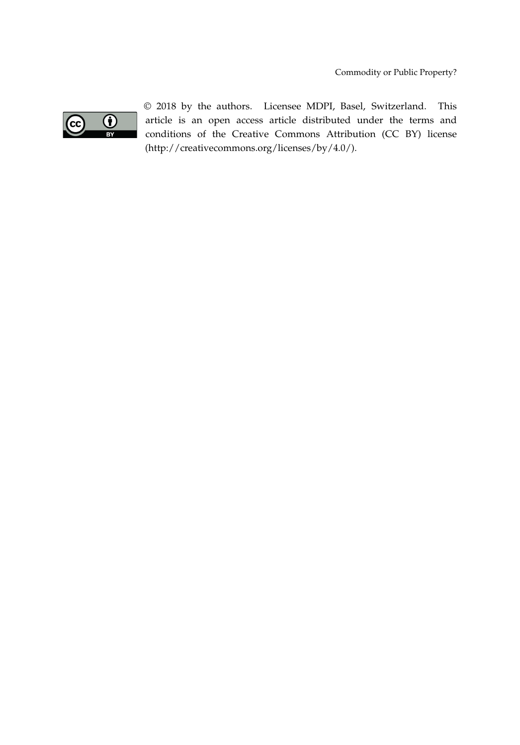© 2018 by the authors. Licensee MDPI, Basel, Switzerland. This article is an open access article distributed under the terms and conditions of the Creative Commons Attribution (CC BY) license (http://creativecommons.org/licenses/by/4.0/).